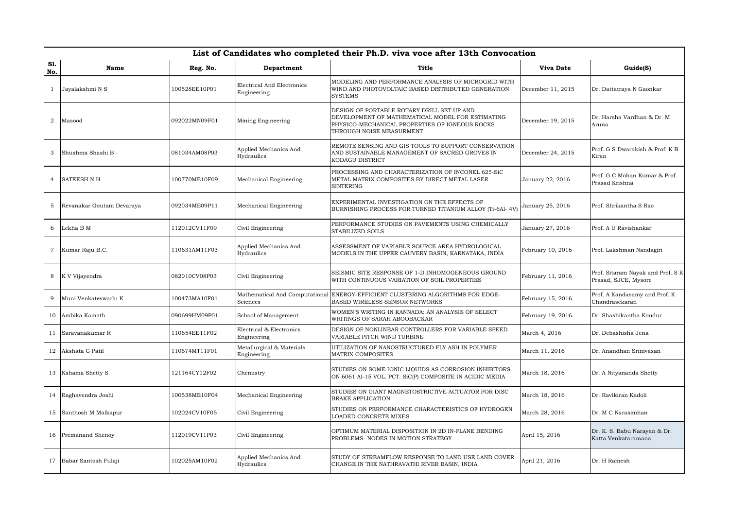# List of Candidates who completed their Ph.D. viva voce after 13th Convocation

| Sl. No. | Name | Reg. No. | Department | Title | Viva Date | Guide(S) |
|---|---|---|---|---|---|---|
| 1 | Jayalakshmi N S | 100528EE10P01 | Electrical And Electronics Engineering | MODELING AND PERFORMANCE ANALYSIS OF MICROGRID WITH WIND AND PHOTOVOLTAIC BASED DISTRIBUTED GENERATION SYSTEMS | December 11, 2015 | Dr. Dattatraya N Gaonkar |
| 2 | Masood | 092022MN09F01 | Mining Engineering | DESIGN OF PORTABLE ROTARY DRILL SET UP AND DEVELOPMENT OF MATHEMATICAL MODEL FOR ESTIMATING PHYSICO-MECHANICAL PROPERTIES OF IGNEOUS ROCKS THROUGH NOISE MEASURMENT | December 19, 2015 | Dr. Harsha Vardhan & Dr. M Aruna |
| 3 | Shushma Shashi B | 081034AM08P03 | Applied Mechanics And Hydraulics | REMOTE SENSING AND GIS TOOLS TO SUPPORT CONSERVATION AND SUSTAINABLE MANAGEMENT OF SACRED GROVES IN KODAGU DISTRICT | December 24, 2015 | Prof. G S Dwarakish & Prof. K B Kiran |
| 4 | SATEESH N H | 100770ME10F09 | Mechanical Engineering | PROCESSING AND CHARACTERIZATION OF INCONEL 625-SiC METAL MATRIX COMPOSITES BY DIRECT METAL LASER SINTERING | January 22, 2016 | Prof. G C Mohan Kumar & Prof. Prasad Krishna |
| 5 | Revanakar Goutam Devaraya | 092034ME09P11 | Mechanical Engineering | EXPERIMENTAL INVESTIGATION ON THE EFFECTS OF BURNISHING PROCESS FOR TURNED TITANIUM ALLOY (Ti-6Al- 4V) | January 25, 2016 | Prof. Shrikantha S Rao |
| 6 | Lekha B M | 112012CV11F09 | Civil Engineering | PERFORMANCE STUDIES ON PAVEMENTS USING CHEMICALLY STABILIZED SOILS | January 27, 2016 | Prof. A U Ravishankar |
| 7 | Kumar Raju B.C. | 110631AM11F03 | Applied Mechanics And Hydraulics | ASSESSMENT OF VARIABLE SOURCE AREA HYDROLOGICAL MODELS IN THE UPPER CAUVERY BASIN, KARNATAKA, INDIA | February 10, 2016 | Prof. Lakshman Nandagiri |
| 8 | K V Vijayendra | 082010CV08P03 | Civil Engineering | SEISMIC SITE RESPONSE OF 1-D INHOMOGENEOUS GROUND WITH CONTINUOUS VARIATION OF SOIL PROPERTIES | February 11, 2016 | Prof. Sitaram Nayak and Prof. S K Prasad, SJCE, Mysore |
| 9 | Muni Venkateswarlu K | 100473MA10F01 | Mathematical And Computational Sciences | ENERGY-EFFICIENT CLUSTERING ALGORITHMS FOR EDGE-BASED WIRELESS SENSOR NETWORKS | February 15, 2016 | Prof. A Kandasamy and Prof. K Chandrasekaran |
| 10 | Ambika Kamath | 090699HM09P01 | School of Management | WOMEN'S WRITING IN KANNADA: AN ANALYSIS OF SELECT WRITINGS OF SARAH ABOOBACKAR | February 19, 2016 | Dr. Shashikantha Koudur |
| 11 | Saravanakumar R | 110654EE11F02 | Electrical & Electronics Engineering | DESIGN OF NONLINEAR CONTROLLERS FOR VARIABLE SPEED VARIABLE PITCH WIND TURBINE | March 4, 2016 | Dr. Debashisha Jena |
| 12 | Akshata G Patil | 110674MT11F01 | Metallurgical & Materials Engineering | UTILIZATION OF NANOSTRUCTURED FLY ASH IN POLYMER MATRIX COMPOSITES | March 11, 2016 | Dr. Anandhan Srinivasan |
| 13 | Kshama Shetty S | 121164CY12F02 | Chemistry | STUDIES ON SOME IONIC LIQUIDS AS CORROSION INHIBITORS ON 6061 Al-15 VOL. PCT. SiC(P) COMPOSITE IN ACIDIC MEDIA | March 18, 2016 | Dr. A Nityananda Shetty |
| 14 | Raghavendra Joshi | 100538ME10F04 | Mechanical Engineering | STUDIES ON GIANT MAGNETOSTRICTIVE ACTUATOR FOR DISC BRAKE APPLICATION | March 18, 2016 | Dr. Ravikiran Kadoli |
| 15 | Santhosh M Malkapur | 102024CV10F05 | Civil Engineering | STUDIES ON PERFORMANCE CHARACTERISTICS OF HYDROGEN LOADED CONCRETE MIXES | March 28, 2016 | Dr. M C Narasimhan |
| 16 | Premanand Shenoy | 112019CV11P03 | Civil Engineering | OPTIMUM MATERIAL DISPOSITION IN 2D IN-PLANE BENDING PROBLEMS- NODES IN MOTION STRATEGY | April 15, 2016 | Dr. K. S. Babu Narayan & Dr. Katta Venkataramana |
| 17 | Babar Santosh Fulaji | 102025AM10F02 | Applied Mechanics And Hydraulics | STUDY OF STREAMFLOW RESPONSE TO LAND USE LAND COVER CHANGE IN THE NATHRAVATHI RIVER BASIN, INDIA | April 21, 2016 | Dr. H Ramesh |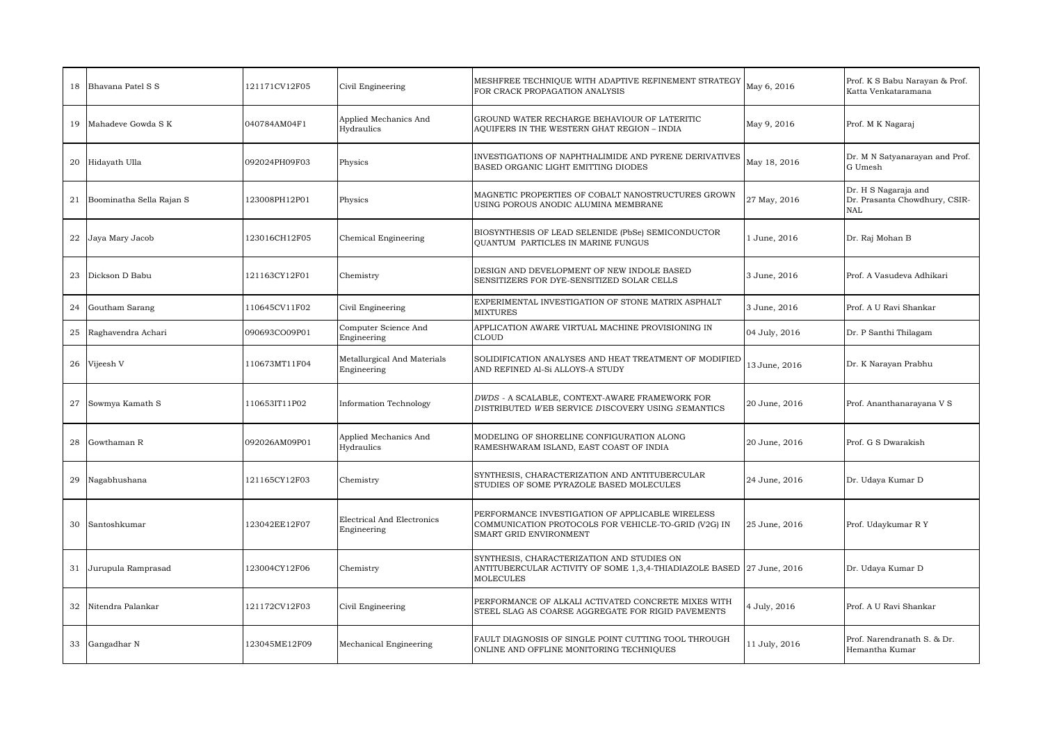| | | | | | | |
|---|---|---|---|---|---|---|
| 18 | Bhavana Patel S S | 121171CV12F05 | Civil Engineering | MESHFREE TECHNIQUE WITH ADAPTIVE REFINEMENT STRATEGY FOR CRACK PROPAGATION ANALYSIS | May 6, 2016 | Prof. K S Babu Narayan & Prof. Katta Venkataramana |
| 19 | Mahadeve Gowda S K | 040784AM04F1 | Applied Mechanics And Hydraulics | GROUND WATER RECHARGE BEHAVIOUR OF LATERITIC AQUIFERS IN THE WESTERN GHAT REGION – INDIA | May 9, 2016 | Prof. M K Nagaraj |
| 20 | Hidayath Ulla | 092024PH09F03 | Physics | INVESTIGATIONS OF NAPHTHALIMIDE AND PYRENE DERIVATIVES BASED ORGANIC LIGHT EMITTING DIODES | May 18, 2016 | Dr. M N Satyanarayan and Prof. G Umesh |
| 21 | Boominatha Sella Rajan S | 123008PH12P01 | Physics | MAGNETIC PROPERTIES OF COBALT NANOSTRUCTURES GROWN USING POROUS ANODIC ALUMINA MEMBRANE | 27 May, 2016 | Dr. H S Nagaraja and Dr. Prasanta Chowdhury, CSIR-NAL |
| 22 | Jaya Mary Jacob | 123016CH12F05 | Chemical Engineering | BIOSYNTHESIS OF LEAD SELENIDE (PbSe) SEMICONDUCTOR QUANTUM PARTICLES IN MARINE FUNGUS | 1 June, 2016 | Dr. Raj Mohan B |
| 23 | Dickson D Babu | 121163CY12F01 | Chemistry | DESIGN AND DEVELOPMENT OF NEW INDOLE BASED SENSITIZERS FOR DYE-SENSITIZED SOLAR CELLS | 3 June, 2016 | Prof. A Vasudeva Adhikari |
| 24 | Goutham Sarang | 110645CV11F02 | Civil Engineering | EXPERIMENTAL INVESTIGATION OF STONE MATRIX ASPHALT MIXTURES | 3 June, 2016 | Prof. A U Ravi Shankar |
| 25 | Raghavendra Achari | 090693CO09P01 | Computer Science And Engineering | APPLICATION AWARE VIRTUAL MACHINE PROVISIONING IN CLOUD | 04 July, 2016 | Dr. P Santhi Thilagam |
| 26 | Vijeesh V | 110673MT11F04 | Metallurgical And Materials Engineering | SOLIDIFICATION ANALYSES AND HEAT TREATMENT OF MODIFIED AND REFINED Al-Si ALLOYS-A STUDY | 13 June, 2016 | Dr. K Narayan Prabhu |
| 27 | Sowmya Kamath S | 110653IT11P02 | Information Technology | *DWDS* - A SCALABLE, CONTEXT-AWARE FRAMEWORK FOR *D*ISTRIBUTED *W*EB SERVICE *D*ISCOVERY USING *S*EMANTICS | 20 June, 2016 | Prof. Ananthanarayana V S |
| 28 | Gowthaman R | 092026AM09P01 | Applied Mechanics And Hydraulics | MODELING OF SHORELINE CONFIGURATION ALONG RAMESHWARAM ISLAND, EAST COAST OF INDIA | 20 June, 2016 | Prof. G S Dwarakish |
| 29 | Nagabhushana | 121165CY12F03 | Chemistry | SYNTHESIS, CHARACTERIZATION AND ANTITUBERCULAR STUDIES OF SOME PYRAZOLE BASED MOLECULES | 24 June, 2016 | Dr. Udaya Kumar D |
| 30 | Santoshkumar | 123042EE12F07 | Electrical And Electronics Engineering | PERFORMANCE INVESTIGATION OF APPLICABLE WIRELESS COMMUNICATION PROTOCOLS FOR VEHICLE-TO-GRID (V2G) IN SMART GRID ENVIRONMENT | 25 June, 2016 | Prof. Udaykumar R Y |
| 31 | Jurupula Ramprasad | 123004CY12F06 | Chemistry | SYNTHESIS, CHARACTERIZATION AND STUDIES ON ANTITUBERCULAR ACTIVITY OF SOME 1,3,4-THIADIAZOLE BASED MOLECULES | 27 June, 2016 | Dr. Udaya Kumar D |
| 32 | Nitendra Palankar | 121172CV12F03 | Civil Engineering | PERFORMANCE OF ALKALI ACTIVATED CONCRETE MIXES WITH STEEL SLAG AS COARSE AGGREGATE FOR RIGID PAVEMENTS | 4 July, 2016 | Prof. A U Ravi Shankar |
| 33 | Gangadhar N | 123045ME12F09 | Mechanical Engineering | FAULT DIAGNOSIS OF SINGLE POINT CUTTING TOOL THROUGH ONLINE AND OFFLINE MONITORING TECHNIQUES | 11 July, 2016 | Prof. Narendranath S. & Dr. Hemantha Kumar |